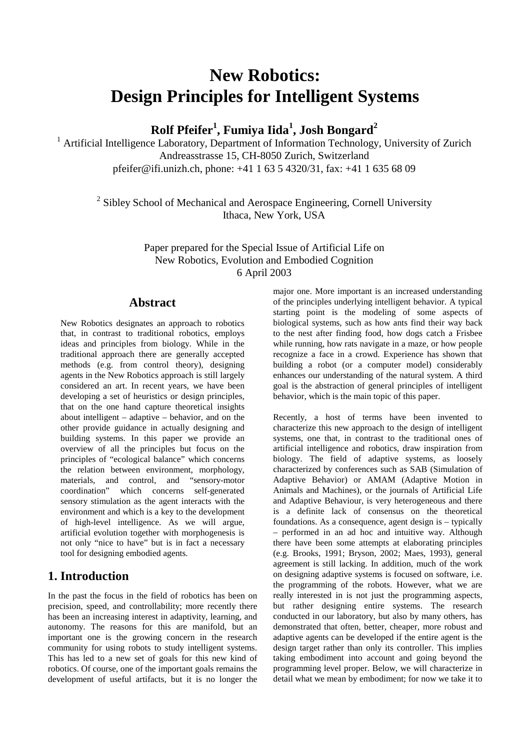# New Robotics: Design Principles for Intelligent Systems

**Rolf Pfeifer[1], Fumiya Iida[1], Josh Bongard[2]**

[1] Artificial Intelligence Laboratory, Department of Information Technology, University of Zurich
Andreasstrasse 15, CH-8050 Zurich, Switzerland
pfeifer@ifi.unizh.ch, phone: +41 1 63 5 4320/31, fax: +41 1 635 68 09

[2] Sibley School of Mechanical and Aerospace Engineering, Cornell University
Ithaca, New York, USA

Paper prepared for the Special Issue of Artificial Life on
New Robotics, Evolution and Embodied Cognition
6 April 2003

## Abstract

New Robotics designates an approach to robotics that, in contrast to traditional robotics, employs ideas and principles from biology. While in the traditional approach there are generally accepted methods (e.g. from control theory), designing agents in the New Robotics approach is still largely considered an art. In recent years, we have been developing a set of heuristics or design principles, that on the one hand capture theoretical insights about intelligent – adaptive – behavior, and on the other provide guidance in actually designing and building systems. In this paper we provide an overview of all the principles but focus on the principles of "ecological balance" which concerns the relation between environment, morphology, materials, and control, and "sensory-motor coordination" which concerns self-generated sensory stimulation as the agent interacts with the environment and which is a key to the development of high-level intelligence. As we will argue, artificial evolution together with morphogenesis is not only "nice to have" but is in fact a necessary tool for designing embodied agents.

## 1. Introduction

In the past the focus in the field of robotics has been on precision, speed, and controllability; more recently there has been an increasing interest in adaptivity, learning, and autonomy. The reasons for this are manifold, but an important one is the growing concern in the research community for using robots to study intelligent systems. This has led to a new set of goals for this new kind of robotics. Of course, one of the important goals remains the development of useful artifacts, but it is no longer the major one. More important is an increased understanding of the principles underlying intelligent behavior. A typical starting point is the modeling of some aspects of biological systems, such as how ants find their way back to the nest after finding food, how dogs catch a Frisbee while running, how rats navigate in a maze, or how people recognize a face in a crowd. Experience has shown that building a robot (or a computer model) considerably enhances our understanding of the natural system. A third goal is the abstraction of general principles of intelligent behavior, which is the main topic of this paper.

Recently, a host of terms have been invented to characterize this new approach to the design of intelligent systems, one that, in contrast to the traditional ones of artificial intelligence and robotics, draw inspiration from biology. The field of adaptive systems, as loosely characterized by conferences such as SAB (Simulation of Adaptive Behavior) or AMAM (Adaptive Motion in Animals and Machines), or the journals of Artificial Life and Adaptive Behaviour, is very heterogeneous and there is a definite lack of consensus on the theoretical foundations. As a consequence, agent design is – typically – performed in an ad hoc and intuitive way. Although there have been some attempts at elaborating principles (e.g. Brooks, 1991; Bryson, 2002; Maes, 1993), general agreement is still lacking. In addition, much of the work on designing adaptive systems is focused on software, i.e. the programming of the robots. However, what we are really interested in is not just the programming aspects, but rather designing entire systems. The research conducted in our laboratory, but also by many others, has demonstrated that often, better, cheaper, more robust and adaptive agents can be developed if the entire agent is the design target rather than only its controller. This implies taking embodiment into account and going beyond the programming level proper. Below, we will characterize in detail what we mean by embodiment; for now we take it to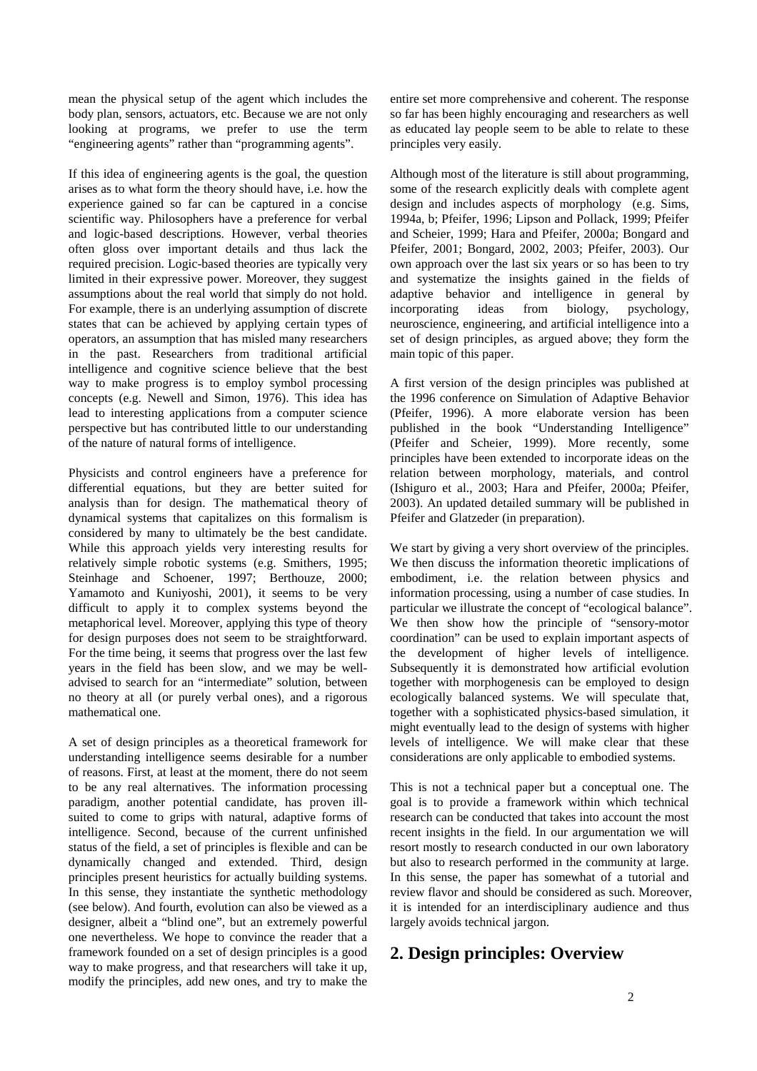mean the physical setup of the agent which includes the body plan, sensors, actuators, etc. Because we are not only looking at programs, we prefer to use the term "engineering agents" rather than "programming agents".

If this idea of engineering agents is the goal, the question arises as to what form the theory should have, i.e. how the experience gained so far can be captured in a concise scientific way. Philosophers have a preference for verbal and logic-based descriptions. However, verbal theories often gloss over important details and thus lack the required precision. Logic-based theories are typically very limited in their expressive power. Moreover, they suggest assumptions about the real world that simply do not hold. For example, there is an underlying assumption of discrete states that can be achieved by applying certain types of operators, an assumption that has misled many researchers in the past. Researchers from traditional artificial intelligence and cognitive science believe that the best way to make progress is to employ symbol processing concepts (e.g. Newell and Simon, 1976). This idea has lead to interesting applications from a computer science perspective but has contributed little to our understanding of the nature of natural forms of intelligence.

Physicists and control engineers have a preference for differential equations, but they are better suited for analysis than for design. The mathematical theory of dynamical systems that capitalizes on this formalism is considered by many to ultimately be the best candidate. While this approach yields very interesting results for relatively simple robotic systems (e.g. Smithers, 1995; Steinhage and Schoener, 1997; Berthouze, 2000; Yamamoto and Kuniyoshi, 2001), it seems to be very difficult to apply it to complex systems beyond the metaphorical level. Moreover, applying this type of theory for design purposes does not seem to be straightforward. For the time being, it seems that progress over the last few years in the field has been slow, and we may be well-advised to search for an "intermediate" solution, between no theory at all (or purely verbal ones), and a rigorous mathematical one.

A set of design principles as a theoretical framework for understanding intelligence seems desirable for a number of reasons. First, at least at the moment, there do not seem to be any real alternatives. The information processing paradigm, another potential candidate, has proven ill-suited to come to grips with natural, adaptive forms of intelligence. Second, because of the current unfinished status of the field, a set of principles is flexible and can be dynamically changed and extended. Third, design principles present heuristics for actually building systems. In this sense, they instantiate the synthetic methodology (see below). And fourth, evolution can also be viewed as a designer, albeit a "blind one", but an extremely powerful one nevertheless. We hope to convince the reader that a framework founded on a set of design principles is a good way to make progress, and that researchers will take it up, modify the principles, add new ones, and try to make the entire set more comprehensive and coherent. The response so far has been highly encouraging and researchers as well as educated lay people seem to be able to relate to these principles very easily.

Although most of the literature is still about programming, some of the research explicitly deals with complete agent design and includes aspects of morphology (e.g. Sims, 1994a, b; Pfeifer, 1996; Lipson and Pollack, 1999; Pfeifer and Scheier, 1999; Hara and Pfeifer, 2000a; Bongard and Pfeifer, 2001; Bongard, 2002, 2003; Pfeifer, 2003). Our own approach over the last six years or so has been to try and systematize the insights gained in the fields of adaptive behavior and intelligence in general by incorporating ideas from biology, psychology, neuroscience, engineering, and artificial intelligence into a set of design principles, as argued above; they form the main topic of this paper.

A first version of the design principles was published at the 1996 conference on Simulation of Adaptive Behavior (Pfeifer, 1996). A more elaborate version has been published in the book "Understanding Intelligence" (Pfeifer and Scheier, 1999). More recently, some principles have been extended to incorporate ideas on the relation between morphology, materials, and control (Ishiguro et al., 2003; Hara and Pfeifer, 2000a; Pfeifer, 2003). An updated detailed summary will be published in Pfeifer and Glatzeder (in preparation).

We start by giving a very short overview of the principles. We then discuss the information theoretic implications of embodiment, i.e. the relation between physics and information processing, using a number of case studies. In particular we illustrate the concept of "ecological balance". We then show how the principle of "sensory-motor coordination" can be used to explain important aspects of the development of higher levels of intelligence. Subsequently it is demonstrated how artificial evolution together with morphogenesis can be employed to design ecologically balanced systems. We will speculate that, together with a sophisticated physics-based simulation, it might eventually lead to the design of systems with higher levels of intelligence. We will make clear that these considerations are only applicable to embodied systems.

This is not a technical paper but a conceptual one. The goal is to provide a framework within which technical research can be conducted that takes into account the most recent insights in the field. In our argumentation we will resort mostly to research conducted in our own laboratory but also to research performed in the community at large. In this sense, the paper has somewhat of a tutorial and review flavor and should be considered as such. Moreover, it is intended for an interdisciplinary audience and thus largely avoids technical jargon.

## 2. Design principles: Overview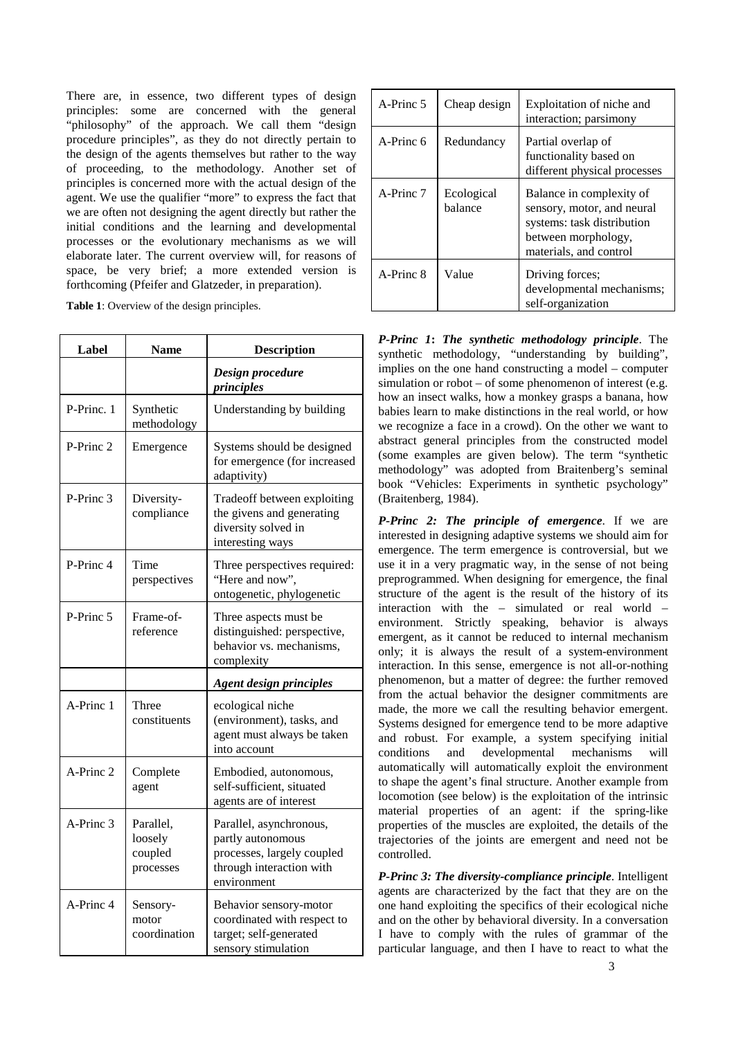There are, in essence, two different types of design principles: some are concerned with the general "philosophy" of the approach. We call them "design procedure principles", as they do not directly pertain to the design of the agents themselves but rather to the way of proceeding, to the methodology. Another set of principles is concerned more with the actual design of the agent. We use the qualifier "more" to express the fact that we are often not designing the agent directly but rather the initial conditions and the learning and developmental processes or the evolutionary mechanisms as we will elaborate later. The current overview will, for reasons of space, be very brief; a more extended version is forthcoming (Pfeifer and Glatzeder, in preparation).

**Table 1**: Overview of the design principles.

| Label | Name | Description |
|---|---|---|
| | | ***Design procedure principles*** |
| P-Princ. 1 | Synthetic methodology | Understanding by building |
| P-Princ 2 | Emergence | Systems should be designed for emergence (for increased adaptivity) |
| P-Princ 3 | Diversity-compliance | Tradeoff between exploiting the givens and generating diversity solved in interesting ways |
| P-Princ 4 | Time perspectives | Three perspectives required: "Here and now", ontogenetic, phylogenetic |
| P-Princ 5 | Frame-of-reference | Three aspects must be distinguished: perspective, behavior vs. mechanisms, complexity |
| | | ***Agent design principles*** |
| A-Princ 1 | Three constituents | ecological niche (environment), tasks, and agent must always be taken into account |
| A-Princ 2 | Complete agent | Embodied, autonomous, self-sufficient, situated agents are of interest |
| A-Princ 3 | Parallel, loosely coupled processes | Parallel, asynchronous, partly autonomous processes, largely coupled through interaction with environment |
| A-Princ 4 | Sensory-motor coordination | Behavior sensory-motor coordinated with respect to target; self-generated sensory stimulation |
| A-Princ 5 | Cheap design | Exploitation of niche and interaction; parsimony |
| A-Princ 6 | Redundancy | Partial overlap of functionality based on different physical processes |
| A-Princ 7 | Ecological balance | Balance in complexity of sensory, motor, and neural systems: task distribution between morphology, materials, and control |
| A-Princ 8 | Value | Driving forces; developmental mechanisms; self-organization |

***P-Princ 1: The synthetic methodology principle***. The synthetic methodology, "understanding by building", implies on the one hand constructing a model – computer simulation or robot – of some phenomenon of interest (e.g. how an insect walks, how a monkey grasps a banana, how babies learn to make distinctions in the real world, or how we recognize a face in a crowd). On the other we want to abstract general principles from the constructed model (some examples are given below). The term "synthetic methodology" was adopted from Braitenberg's seminal book "Vehicles: Experiments in synthetic psychology" (Braitenberg, 1984).

***P-Princ 2: The principle of emergence***. If we are interested in designing adaptive systems we should aim for emergence. The term emergence is controversial, but we use it in a very pragmatic way, in the sense of not being preprogrammed. When designing for emergence, the final structure of the agent is the result of the history of its interaction with the – simulated or real world – environment. Strictly speaking, behavior is always emergent, as it cannot be reduced to internal mechanism only; it is always the result of a system-environment interaction. In this sense, emergence is not all-or-nothing phenomenon, but a matter of degree: the further removed from the actual behavior the designer commitments are made, the more we call the resulting behavior emergent. Systems designed for emergence tend to be more adaptive and robust. For example, a system specifying initial conditions and developmental mechanisms will automatically will automatically exploit the environment to shape the agent's final structure. Another example from locomotion (see below) is the exploitation of the intrinsic material properties of an agent: if the spring-like properties of the muscles are exploited, the details of the trajectories of the joints are emergent and need not be controlled.

***P-Princ 3: The diversity-compliance principle***. Intelligent agents are characterized by the fact that they are on the one hand exploiting the specifics of their ecological niche and on the other by behavioral diversity. In a conversation I have to comply with the rules of grammar of the particular language, and then I have to react to what the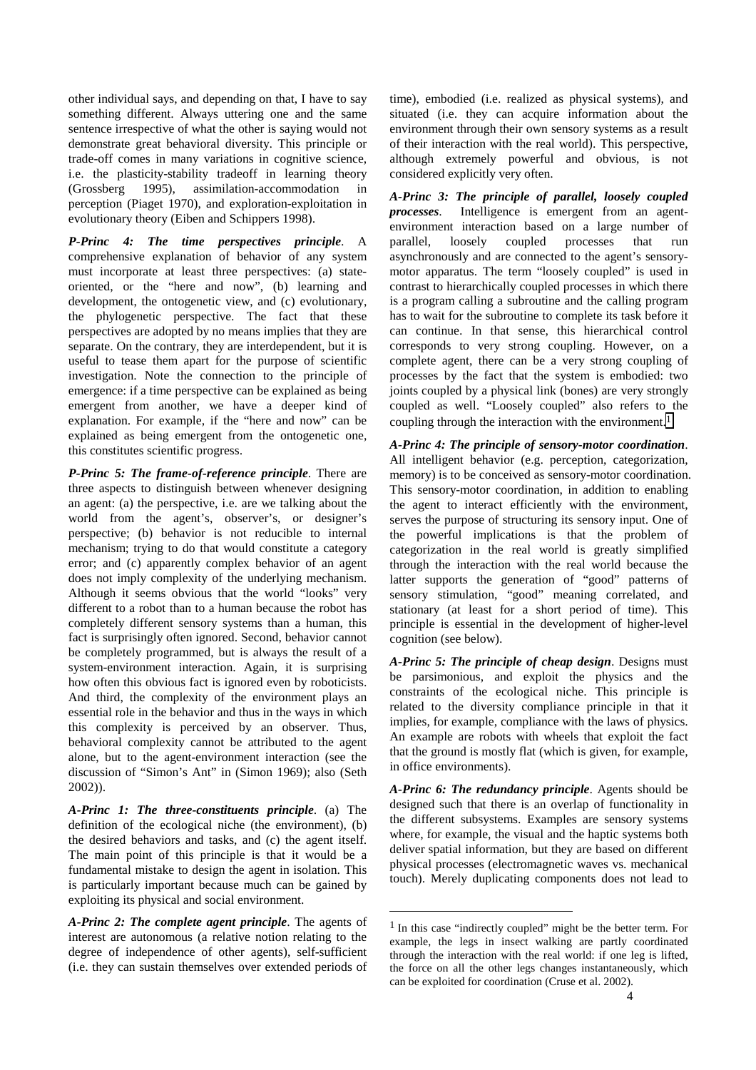other individual says, and depending on that, I have to say something different. Always uttering one and the same sentence irrespective of what the other is saying would not demonstrate great behavioral diversity. This principle or trade-off comes in many variations in cognitive science, i.e. the plasticity-stability tradeoff in learning theory (Grossberg 1995), assimilation-accommodation in perception (Piaget 1970), and exploration-exploitation in evolutionary theory (Eiben and Schippers 1998).

***P-Princ 4: The time perspectives principle***. A comprehensive explanation of behavior of any system must incorporate at least three perspectives: (a) state-oriented, or the "here and now", (b) learning and development, the ontogenetic view, and (c) evolutionary, the phylogenetic perspective. The fact that these perspectives are adopted by no means implies that they are separate. On the contrary, they are interdependent, but it is useful to tease them apart for the purpose of scientific investigation. Note the connection to the principle of emergence: if a time perspective can be explained as being emergent from another, we have a deeper kind of explanation. For example, if the "here and now" can be explained as being emergent from the ontogenetic one, this constitutes scientific progress.

***P-Princ 5: The frame-of-reference principle***. There are three aspects to distinguish between whenever designing an agent: (a) the perspective, i.e. are we talking about the world from the agent's, observer's, or designer's perspective; (b) behavior is not reducible to internal mechanism; trying to do that would constitute a category error; and (c) apparently complex behavior of an agent does not imply complexity of the underlying mechanism. Although it seems obvious that the world "looks" very different to a robot than to a human because the robot has completely different sensory systems than a human, this fact is surprisingly often ignored. Second, behavior cannot be completely programmed, but is always the result of a system-environment interaction. Again, it is surprising how often this obvious fact is ignored even by roboticists. And third, the complexity of the environment plays an essential role in the behavior and thus in the ways in which this complexity is perceived by an observer. Thus, behavioral complexity cannot be attributed to the agent alone, but to the agent-environment interaction (see the discussion of "Simon's Ant" in (Simon 1969); also (Seth 2002)).

***A-Princ 1: The three-constituents principle***. (a) The definition of the ecological niche (the environment), (b) the desired behaviors and tasks, and (c) the agent itself. The main point of this principle is that it would be a fundamental mistake to design the agent in isolation. This is particularly important because much can be gained by exploiting its physical and social environment.

***A-Princ 2: The complete agent principle***. The agents of interest are autonomous (a relative notion relating to the degree of independence of other agents), self-sufficient (i.e. they can sustain themselves over extended periods of time), embodied (i.e. realized as physical systems), and situated (i.e. they can acquire information about the environment through their own sensory systems as a result of their interaction with the real world). This perspective, although extremely powerful and obvious, is not considered explicitly very often.

***A-Princ 3: The principle of parallel, loosely coupled processes***. Intelligence is emergent from an agent-environment interaction based on a large number of parallel, loosely coupled processes that run asynchronously and are connected to the agent's sensory-motor apparatus. The term "loosely coupled" is used in contrast to hierarchically coupled processes in which there is a program calling a subroutine and the calling program has to wait for the subroutine to complete its task before it can continue. In that sense, this hierarchical control corresponds to very strong coupling. However, on a complete agent, there can be a very strong coupling of processes by the fact that the system is embodied: two joints coupled by a physical link (bones) are very strongly coupled as well. "Loosely coupled" also refers to the coupling through the interaction with the environment.[1]

***A-Princ 4: The principle of sensory-motor coordination***. All intelligent behavior (e.g. perception, categorization, memory) is to be conceived as sensory-motor coordination. This sensory-motor coordination, in addition to enabling the agent to interact efficiently with the environment, serves the purpose of structuring its sensory input. One of the powerful implications is that the problem of categorization in the real world is greatly simplified through the interaction with the real world because the latter supports the generation of "good" patterns of sensory stimulation, "good" meaning correlated, and stationary (at least for a short period of time). This principle is essential in the development of higher-level cognition (see below).

***A-Princ 5: The principle of cheap design***. Designs must be parsimonious, and exploit the physics and the constraints of the ecological niche. This principle is related to the diversity compliance principle in that it implies, for example, compliance with the laws of physics. An example are robots with wheels that exploit the fact that the ground is mostly flat (which is given, for example, in office environments).

***A-Princ 6: The redundancy principle***. Agents should be designed such that there is an overlap of functionality in the different subsystems. Examples are sensory systems where, for example, the visual and the haptic systems both deliver spatial information, but they are based on different physical processes (electromagnetic waves vs. mechanical touch). Merely duplicating components does not lead to

[1] In this case "indirectly coupled" might be the better term. For example, the legs in insect walking are partly coordinated through the interaction with the real world: if one leg is lifted, the force on all the other legs changes instantaneously, which can be exploited for coordination (Cruse et al. 2002).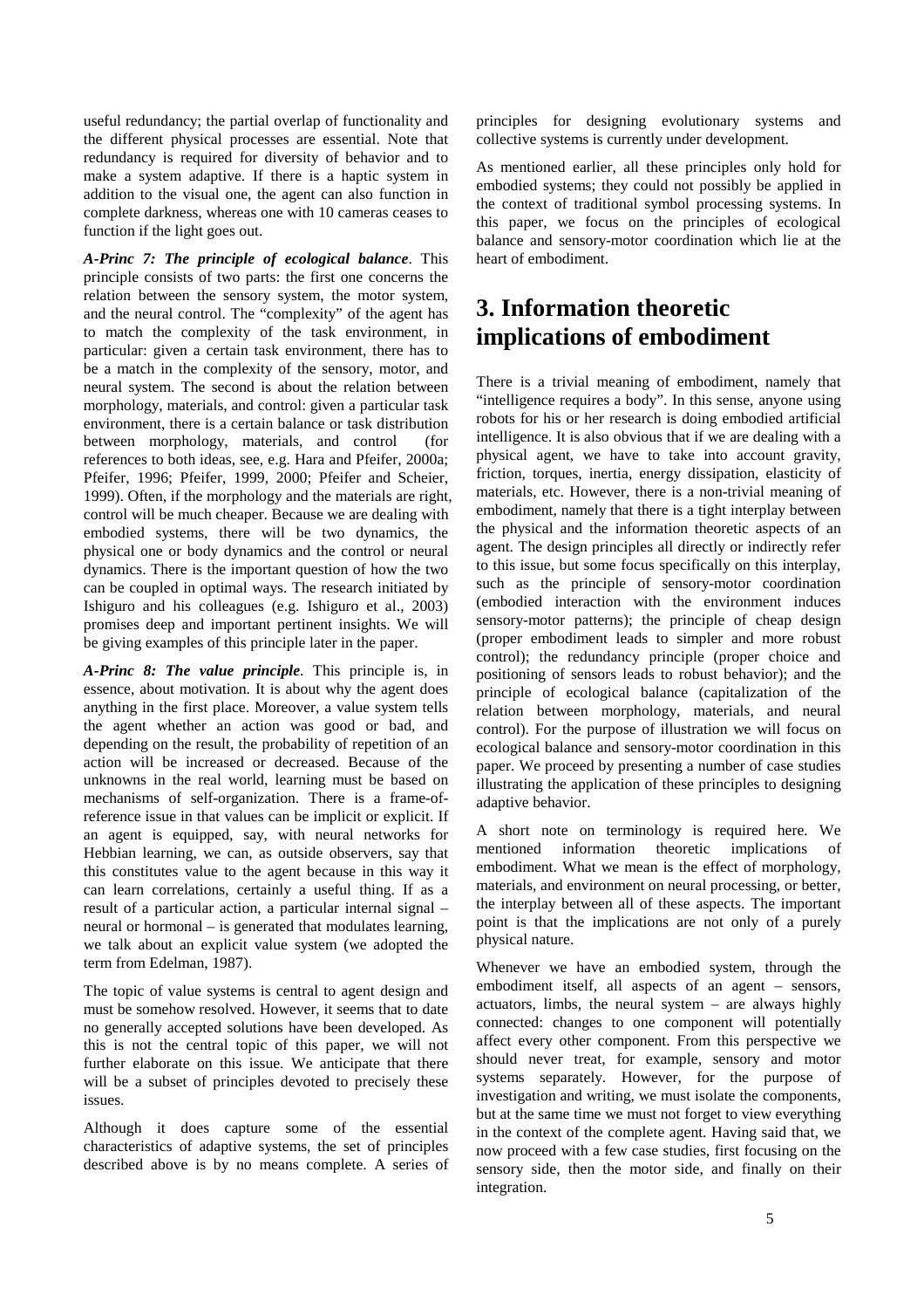useful redundancy; the partial overlap of functionality and the different physical processes are essential. Note that redundancy is required for diversity of behavior and to make a system adaptive. If there is a haptic system in addition to the visual one, the agent can also function in complete darkness, whereas one with 10 cameras ceases to function if the light goes out.

***A-Princ 7: The principle of ecological balance***. This principle consists of two parts: the first one concerns the relation between the sensory system, the motor system, and the neural control. The "complexity" of the agent has to match the complexity of the task environment, in particular: given a certain task environment, there has to be a match in the complexity of the sensory, motor, and neural system. The second is about the relation between morphology, materials, and control: given a particular task environment, there is a certain balance or task distribution between morphology, materials, and control (for references to both ideas, see, e.g. Hara and Pfeifer, 2000a; Pfeifer, 1996; Pfeifer, 1999, 2000; Pfeifer and Scheier, 1999). Often, if the morphology and the materials are right, control will be much cheaper. Because we are dealing with embodied systems, there will be two dynamics, the physical one or body dynamics and the control or neural dynamics. There is the important question of how the two can be coupled in optimal ways. The research initiated by Ishiguro and his colleagues (e.g. Ishiguro et al., 2003) promises deep and important pertinent insights. We will be giving examples of this principle later in the paper.

***A-Princ 8: The value principle***. This principle is, in essence, about motivation. It is about why the agent does anything in the first place. Moreover, a value system tells the agent whether an action was good or bad, and depending on the result, the probability of repetition of an action will be increased or decreased. Because of the unknowns in the real world, learning must be based on mechanisms of self-organization. There is a frame-of-reference issue in that values can be implicit or explicit. If an agent is equipped, say, with neural networks for Hebbian learning, we can, as outside observers, say that this constitutes value to the agent because in this way it can learn correlations, certainly a useful thing. If as a result of a particular action, a particular internal signal – neural or hormonal – is generated that modulates learning, we talk about an explicit value system (we adopted the term from Edelman, 1987).

The topic of value systems is central to agent design and must be somehow resolved. However, it seems that to date no generally accepted solutions have been developed. As this is not the central topic of this paper, we will not further elaborate on this issue. We anticipate that there will be a subset of principles devoted to precisely these issues.

Although it does capture some of the essential characteristics of adaptive systems, the set of principles described above is by no means complete. A series of principles for designing evolutionary systems and collective systems is currently under development.

As mentioned earlier, all these principles only hold for embodied systems; they could not possibly be applied in the context of traditional symbol processing systems. In this paper, we focus on the principles of ecological balance and sensory-motor coordination which lie at the heart of embodiment.

# 3. Information theoretic implications of embodiment

There is a trivial meaning of embodiment, namely that "intelligence requires a body". In this sense, anyone using robots for his or her research is doing embodied artificial intelligence. It is also obvious that if we are dealing with a physical agent, we have to take into account gravity, friction, torques, inertia, energy dissipation, elasticity of materials, etc. However, there is a non-trivial meaning of embodiment, namely that there is a tight interplay between the physical and the information theoretic aspects of an agent. The design principles all directly or indirectly refer to this issue, but some focus specifically on this interplay, such as the principle of sensory-motor coordination (embodied interaction with the environment induces sensory-motor patterns); the principle of cheap design (proper embodiment leads to simpler and more robust control); the redundancy principle (proper choice and positioning of sensors leads to robust behavior); and the principle of ecological balance (capitalization of the relation between morphology, materials, and neural control). For the purpose of illustration we will focus on ecological balance and sensory-motor coordination in this paper. We proceed by presenting a number of case studies illustrating the application of these principles to designing adaptive behavior.

A short note on terminology is required here. We mentioned information theoretic implications of embodiment. What we mean is the effect of morphology, materials, and environment on neural processing, or better, the interplay between all of these aspects. The important point is that the implications are not only of a purely physical nature.

Whenever we have an embodied system, through the embodiment itself, all aspects of an agent – sensors, actuators, limbs, the neural system – are always highly connected: changes to one component will potentially affect every other component. From this perspective we should never treat, for example, sensory and motor systems separately. However, for the purpose of investigation and writing, we must isolate the components, but at the same time we must not forget to view everything in the context of the complete agent. Having said that, we now proceed with a few case studies, first focusing on the sensory side, then the motor side, and finally on their integration.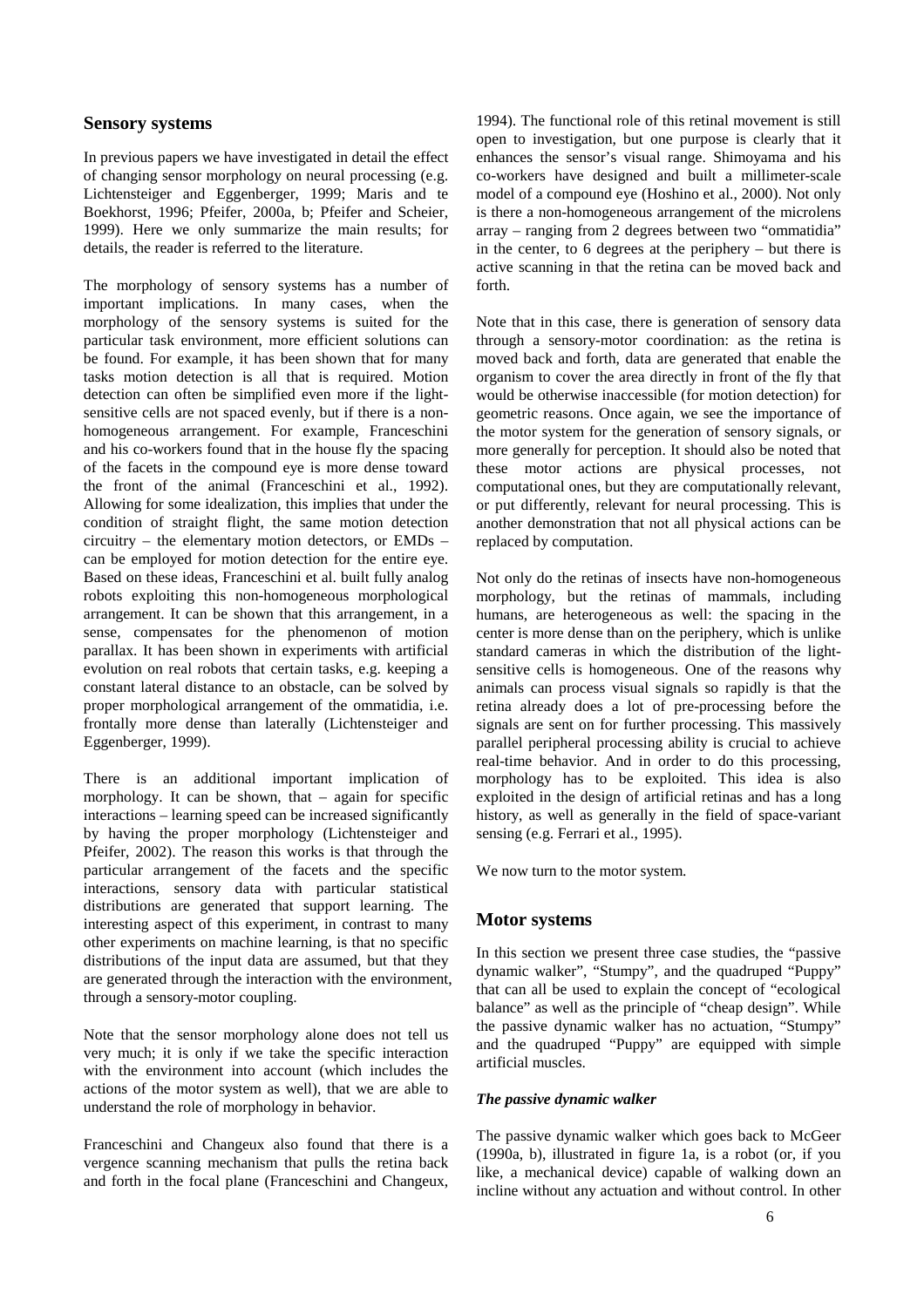## Sensory systems

In previous papers we have investigated in detail the effect of changing sensor morphology on neural processing (e.g. Lichtensteiger and Eggenberger, 1999; Maris and te Boekhorst, 1996; Pfeifer, 2000a, b; Pfeifer and Scheier, 1999). Here we only summarize the main results; for details, the reader is referred to the literature.

The morphology of sensory systems has a number of important implications. In many cases, when the morphology of the sensory systems is suited for the particular task environment, more efficient solutions can be found. For example, it has been shown that for many tasks motion detection is all that is required. Motion detection can often be simplified even more if the light-sensitive cells are not spaced evenly, but if there is a non-homogeneous arrangement. For example, Franceschini and his co-workers found that in the house fly the spacing of the facets in the compound eye is more dense toward the front of the animal (Franceschini et al., 1992). Allowing for some idealization, this implies that under the condition of straight flight, the same motion detection circuitry – the elementary motion detectors, or EMDs – can be employed for motion detection for the entire eye. Based on these ideas, Franceschini et al. built fully analog robots exploiting this non-homogeneous morphological arrangement. It can be shown that this arrangement, in a sense, compensates for the phenomenon of motion parallax. It has been shown in experiments with artificial evolution on real robots that certain tasks, e.g. keeping a constant lateral distance to an obstacle, can be solved by proper morphological arrangement of the ommatidia, i.e. frontally more dense than laterally (Lichtensteiger and Eggenberger, 1999).

There is an additional important implication of morphology. It can be shown, that – again for specific interactions – learning speed can be increased significantly by having the proper morphology (Lichtensteiger and Pfeifer, 2002). The reason this works is that through the particular arrangement of the facets and the specific interactions, sensory data with particular statistical distributions are generated that support learning. The interesting aspect of this experiment, in contrast to many other experiments on machine learning, is that no specific distributions of the input data are assumed, but that they are generated through the interaction with the environment, through a sensory-motor coupling.

Note that the sensor morphology alone does not tell us very much; it is only if we take the specific interaction with the environment into account (which includes the actions of the motor system as well), that we are able to understand the role of morphology in behavior.

Franceschini and Changeux also found that there is a vergence scanning mechanism that pulls the retina back and forth in the focal plane (Franceschini and Changeux, 1994). The functional role of this retinal movement is still open to investigation, but one purpose is clearly that it enhances the sensor's visual range. Shimoyama and his co-workers have designed and built a millimeter-scale model of a compound eye (Hoshino et al., 2000). Not only is there a non-homogeneous arrangement of the microlens array – ranging from 2 degrees between two "ommatidia" in the center, to 6 degrees at the periphery – but there is active scanning in that the retina can be moved back and forth.

Note that in this case, there is generation of sensory data through a sensory-motor coordination: as the retina is moved back and forth, data are generated that enable the organism to cover the area directly in front of the fly that would be otherwise inaccessible (for motion detection) for geometric reasons. Once again, we see the importance of the motor system for the generation of sensory signals, or more generally for perception. It should also be noted that these motor actions are physical processes, not computational ones, but they are computationally relevant, or put differently, relevant for neural processing. This is another demonstration that not all physical actions can be replaced by computation.

Not only do the retinas of insects have non-homogeneous morphology, but the retinas of mammals, including humans, are heterogeneous as well: the spacing in the center is more dense than on the periphery, which is unlike standard cameras in which the distribution of the light-sensitive cells is homogeneous. One of the reasons why animals can process visual signals so rapidly is that the retina already does a lot of pre-processing before the signals are sent on for further processing. This massively parallel peripheral processing ability is crucial to achieve real-time behavior. And in order to do this processing, morphology has to be exploited. This idea is also exploited in the design of artificial retinas and has a long history, as well as generally in the field of space-variant sensing (e.g. Ferrari et al., 1995).

We now turn to the motor system.

## Motor systems

In this section we present three case studies, the "passive dynamic walker", "Stumpy", and the quadruped "Puppy" that can all be used to explain the concept of "ecological balance" as well as the principle of "cheap design". While the passive dynamic walker has no actuation, "Stumpy" and the quadruped "Puppy" are equipped with simple artificial muscles.

### *The passive dynamic walker*

The passive dynamic walker which goes back to McGeer (1990a, b), illustrated in figure 1a, is a robot (or, if you like, a mechanical device) capable of walking down an incline without any actuation and without control. In other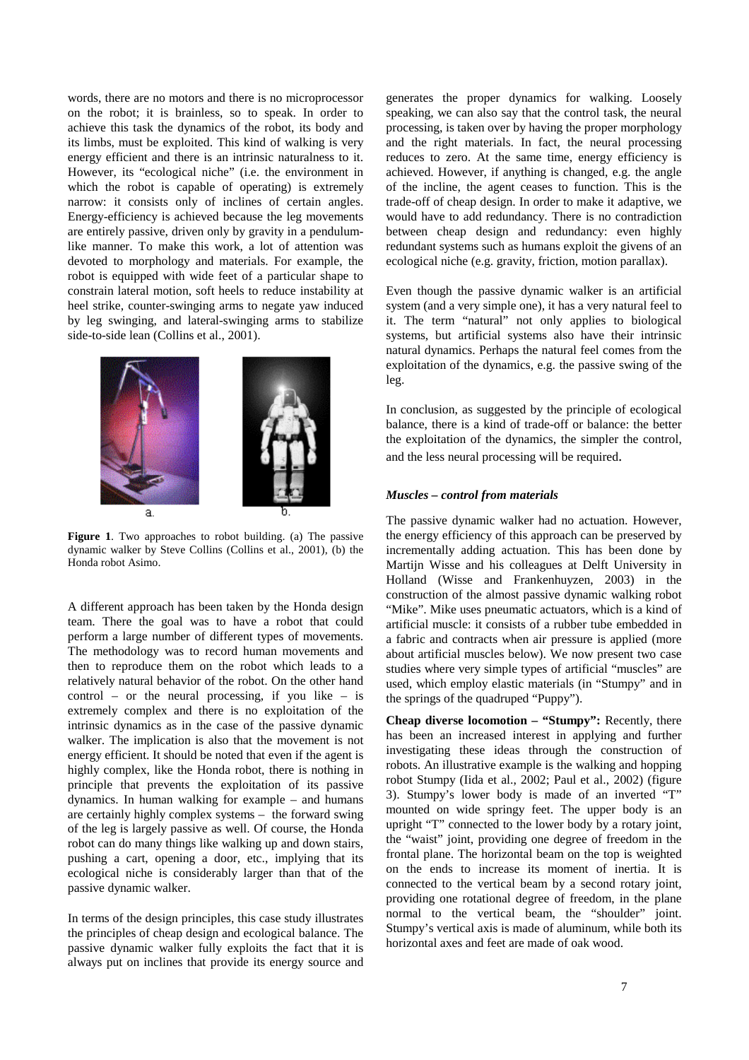words, there are no motors and there is no microprocessor on the robot; it is brainless, so to speak. In order to achieve this task the dynamics of the robot, its body and its limbs, must be exploited. This kind of walking is very energy efficient and there is an intrinsic naturalness to it. However, its "ecological niche" (i.e. the environment in which the robot is capable of operating) is extremely narrow: it consists only of inclines of certain angles. Energy-efficiency is achieved because the leg movements are entirely passive, driven only by gravity in a pendulum-like manner. To make this work, a lot of attention was devoted to morphology and materials. For example, the robot is equipped with wide feet of a particular shape to constrain lateral motion, soft heels to reduce instability at heel strike, counter-swinging arms to negate yaw induced by leg swinging, and lateral-swinging arms to stabilize side-to-side lean (Collins et al., 2001).

**Figure 1**. Two approaches to robot building. (a) The passive dynamic walker by Steve Collins (Collins et al., 2001), (b) the Honda robot Asimo.

A different approach has been taken by the Honda design team. There the goal was to have a robot that could perform a large number of different types of movements. The methodology was to record human movements and then to reproduce them on the robot which leads to a relatively natural behavior of the robot. On the other hand control – or the neural processing, if you like – is extremely complex and there is no exploitation of the intrinsic dynamics as in the case of the passive dynamic walker. The implication is also that the movement is not energy efficient. It should be noted that even if the agent is highly complex, like the Honda robot, there is nothing in principle that prevents the exploitation of its passive dynamics. In human walking for example – and humans are certainly highly complex systems – the forward swing of the leg is largely passive as well. Of course, the Honda robot can do many things like walking up and down stairs, pushing a cart, opening a door, etc., implying that its ecological niche is considerably larger than that of the passive dynamic walker.

In terms of the design principles, this case study illustrates the principles of cheap design and ecological balance. The passive dynamic walker fully exploits the fact that it is always put on inclines that provide its energy source and generates the proper dynamics for walking. Loosely speaking, we can also say that the control task, the neural processing, is taken over by having the proper morphology and the right materials. In fact, the neural processing reduces to zero. At the same time, energy efficiency is achieved. However, if anything is changed, e.g. the angle of the incline, the agent ceases to function. This is the trade-off of cheap design. In order to make it adaptive, we would have to add redundancy. There is no contradiction between cheap design and redundancy: even highly redundant systems such as humans exploit the givens of an ecological niche (e.g. gravity, friction, motion parallax).

Even though the passive dynamic walker is an artificial system (and a very simple one), it has a very natural feel to it. The term "natural" not only applies to biological systems, but artificial systems also have their intrinsic natural dynamics. Perhaps the natural feel comes from the exploitation of the dynamics, e.g. the passive swing of the leg.

In conclusion, as suggested by the principle of ecological balance, there is a kind of trade-off or balance: the better the exploitation of the dynamics, the simpler the control, and the less neural processing will be required.

### *Muscles – control from materials*

The passive dynamic walker had no actuation. However, the energy efficiency of this approach can be preserved by incrementally adding actuation. This has been done by Martijn Wisse and his colleagues at Delft University in Holland (Wisse and Frankenhuyzen, 2003) in the construction of the almost passive dynamic walking robot "Mike". Mike uses pneumatic actuators, which is a kind of artificial muscle: it consists of a rubber tube embedded in a fabric and contracts when air pressure is applied (more about artificial muscles below). We now present two case studies where very simple types of artificial "muscles" are used, which employ elastic materials (in "Stumpy" and in the springs of the quadruped "Puppy").

**Cheap diverse locomotion – "Stumpy":** Recently, there has been an increased interest in applying and further investigating these ideas through the construction of robots. An illustrative example is the walking and hopping robot Stumpy (Iida et al., 2002; Paul et al., 2002) (figure 3). Stumpy's lower body is made of an inverted "T" mounted on wide springy feet. The upper body is an upright "T" connected to the lower body by a rotary joint, the "waist" joint, providing one degree of freedom in the frontal plane. The horizontal beam on the top is weighted on the ends to increase its moment of inertia. It is connected to the vertical beam by a second rotary joint, providing one rotational degree of freedom, in the plane normal to the vertical beam, the "shoulder" joint. Stumpy's vertical axis is made of aluminum, while both its horizontal axes and feet are made of oak wood.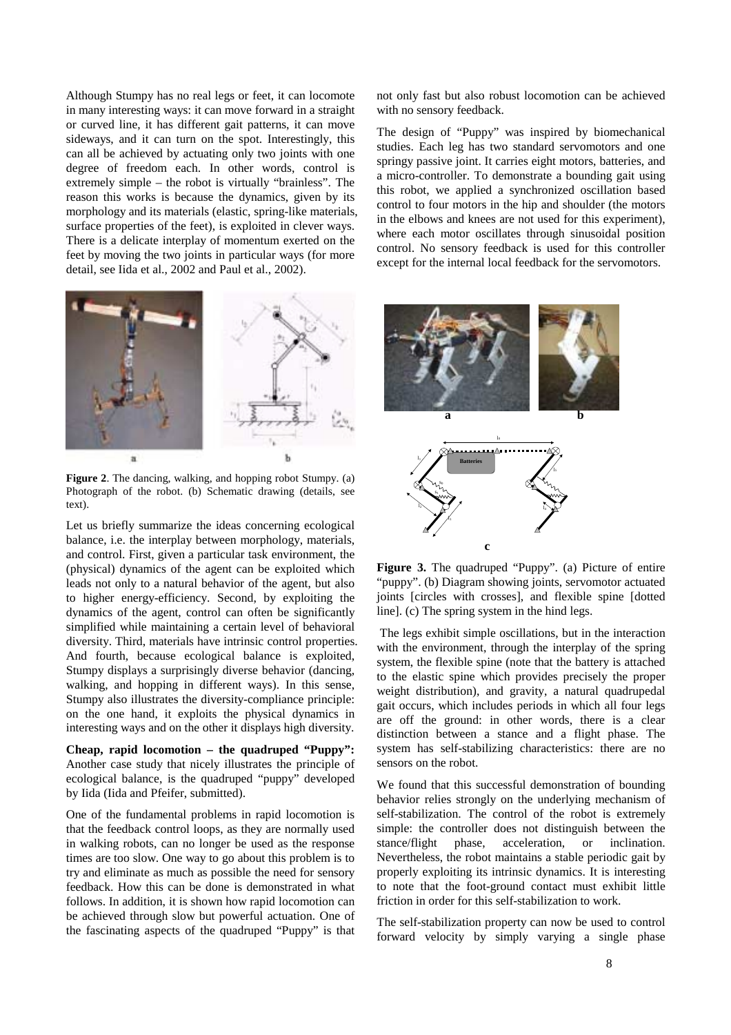Although Stumpy has no real legs or feet, it can locomote in many interesting ways: it can move forward in a straight or curved line, it has different gait patterns, it can move sideways, and it can turn on the spot. Interestingly, this can all be achieved by actuating only two joints with one degree of freedom each. In other words, control is extremely simple – the robot is virtually "brainless". The reason this works is because the dynamics, given by its morphology and its materials (elastic, spring-like materials, surface properties of the feet), is exploited in clever ways. There is a delicate interplay of momentum exerted on the feet by moving the two joints in particular ways (for more detail, see Iida et al., 2002 and Paul et al., 2002).

**Figure 2**. The dancing, walking, and hopping robot Stumpy. (a) Photograph of the robot. (b) Schematic drawing (details, see text).

Let us briefly summarize the ideas concerning ecological balance, i.e. the interplay between morphology, materials, and control. First, given a particular task environment, the (physical) dynamics of the agent can be exploited which leads not only to a natural behavior of the agent, but also to higher energy-efficiency. Second, by exploiting the dynamics of the agent, control can often be significantly simplified while maintaining a certain level of behavioral diversity. Third, materials have intrinsic control properties. And fourth, because ecological balance is exploited, Stumpy displays a surprisingly diverse behavior (dancing, walking, and hopping in different ways). In this sense, Stumpy also illustrates the diversity-compliance principle: on the one hand, it exploits the physical dynamics in interesting ways and on the other it displays high diversity.

**Cheap, rapid locomotion – the quadruped "Puppy":** Another case study that nicely illustrates the principle of ecological balance, is the quadruped "puppy" developed by Iida (Iida and Pfeifer, submitted).

One of the fundamental problems in rapid locomotion is that the feedback control loops, as they are normally used in walking robots, can no longer be used as the response times are too slow. One way to go about this problem is to try and eliminate as much as possible the need for sensory feedback. How this can be done is demonstrated in what follows. In addition, it is shown how rapid locomotion can be achieved through slow but powerful actuation. One of the fascinating aspects of the quadruped "Puppy" is that not only fast but also robust locomotion can be achieved with no sensory feedback.

The design of "Puppy" was inspired by biomechanical studies. Each leg has two standard servomotors and one springy passive joint. It carries eight motors, batteries, and a micro-controller. To demonstrate a bounding gait using this robot, we applied a synchronized oscillation based control to four motors in the hip and shoulder (the motors in the elbows and knees are not used for this experiment), where each motor oscillates through sinusoidal position control. No sensory feedback is used for this controller except for the internal local feedback for the servomotors.

**Figure 3.** The quadruped "Puppy". (a) Picture of entire "puppy". (b) Diagram showing joints, servomotor actuated joints [circles with crosses], and flexible spine [dotted line]. (c) The spring system in the hind legs.

The legs exhibit simple oscillations, but in the interaction with the environment, through the interplay of the spring system, the flexible spine (note that the battery is attached to the elastic spine which provides precisely the proper weight distribution), and gravity, a natural quadrupedal gait occurs, which includes periods in which all four legs are off the ground: in other words, there is a clear distinction between a stance and a flight phase. The system has self-stabilizing characteristics: there are no sensors on the robot.

We found that this successful demonstration of bounding behavior relies strongly on the underlying mechanism of self-stabilization. The control of the robot is extremely simple: the controller does not distinguish between the stance/flight phase, acceleration, or inclination. Nevertheless, the robot maintains a stable periodic gait by properly exploiting its intrinsic dynamics. It is interesting to note that the foot-ground contact must exhibit little friction in order for this self-stabilization to work.

The self-stabilization property can now be used to control forward velocity by simply varying a single phase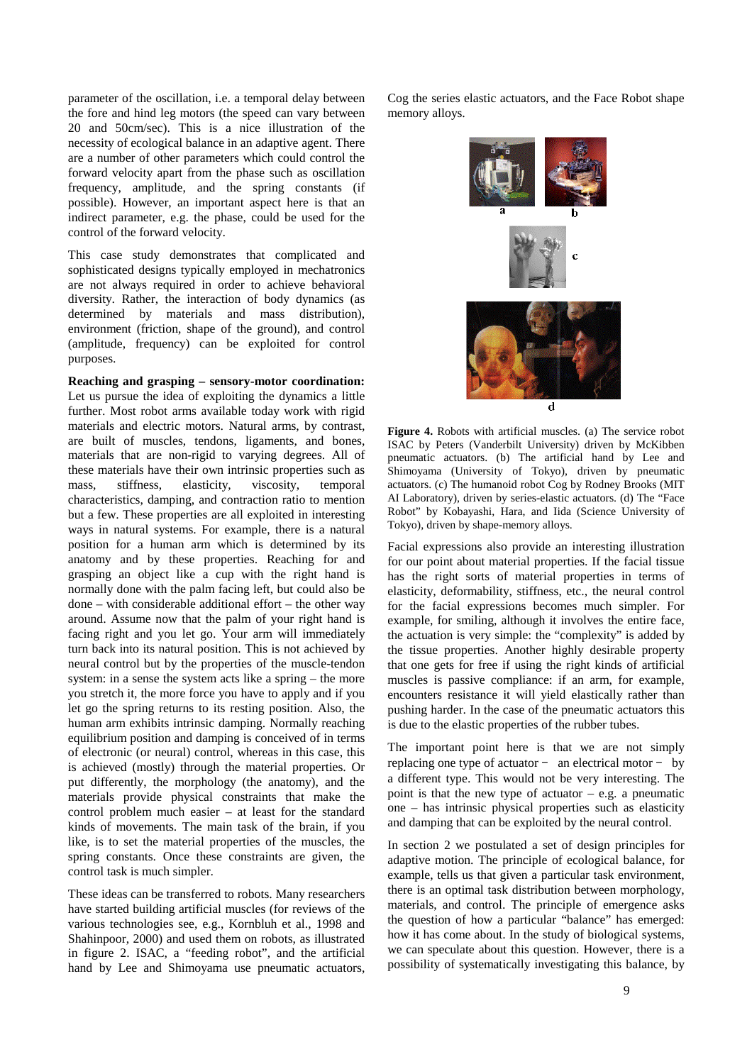parameter of the oscillation, i.e. a temporal delay between the fore and hind leg motors (the speed can vary between 20 and 50cm/sec). This is a nice illustration of the necessity of ecological balance in an adaptive agent. There are a number of other parameters which could control the forward velocity apart from the phase such as oscillation frequency, amplitude, and the spring constants (if possible). However, an important aspect here is that an indirect parameter, e.g. the phase, could be used for the control of the forward velocity.

This case study demonstrates that complicated and sophisticated designs typically employed in mechatronics are not always required in order to achieve behavioral diversity. Rather, the interaction of body dynamics (as determined by materials and mass distribution), environment (friction, shape of the ground), and control (amplitude, frequency) can be exploited for control purposes.

**Reaching and grasping – sensory-motor coordination:** Let us pursue the idea of exploiting the dynamics a little further. Most robot arms available today work with rigid materials and electric motors. Natural arms, by contrast, are built of muscles, tendons, ligaments, and bones, materials that are non-rigid to varying degrees. All of these materials have their own intrinsic properties such as mass, stiffness, elasticity, viscosity, temporal characteristics, damping, and contraction ratio to mention but a few. These properties are all exploited in interesting ways in natural systems. For example, there is a natural position for a human arm which is determined by its anatomy and by these properties. Reaching for and grasping an object like a cup with the right hand is normally done with the palm facing left, but could also be done – with considerable additional effort – the other way around. Assume now that the palm of your right hand is facing right and you let go. Your arm will immediately turn back into its natural position. This is not achieved by neural control but by the properties of the muscle-tendon system: in a sense the system acts like a spring – the more you stretch it, the more force you have to apply and if you let go the spring returns to its resting position. Also, the human arm exhibits intrinsic damping. Normally reaching equilibrium position and damping is conceived of in terms of electronic (or neural) control, whereas in this case, this is achieved (mostly) through the material properties. Or put differently, the morphology (the anatomy), and the materials provide physical constraints that make the control problem much easier – at least for the standard kinds of movements. The main task of the brain, if you like, is to set the material properties of the muscles, the spring constants. Once these constraints are given, the control task is much simpler.

These ideas can be transferred to robots. Many researchers have started building artificial muscles (for reviews of the various technologies see, e.g., Kornbluh et al., 1998 and Shahinpoor, 2000) and used them on robots, as illustrated in figure 2. ISAC, a "feeding robot", and the artificial hand by Lee and Shimoyama use pneumatic actuators, Cog the series elastic actuators, and the Face Robot shape memory alloys.

**Figure 4.** Robots with artificial muscles. (a) The service robot ISAC by Peters (Vanderbilt University) driven by McKibben pneumatic actuators. (b) The artificial hand by Lee and Shimoyama (University of Tokyo), driven by pneumatic actuators. (c) The humanoid robot Cog by Rodney Brooks (MIT AI Laboratory), driven by series-elastic actuators. (d) The "Face Robot" by Kobayashi, Hara, and Iida (Science University of Tokyo), driven by shape-memory alloys.

Facial expressions also provide an interesting illustration for our point about material properties. If the facial tissue has the right sorts of material properties in terms of elasticity, deformability, stiffness, etc., the neural control for the facial expressions becomes much simpler. For example, for smiling, although it involves the entire face, the actuation is very simple: the "complexity" is added by the tissue properties. Another highly desirable property that one gets for free if using the right kinds of artificial muscles is passive compliance: if an arm, for example, encounters resistance it will yield elastically rather than pushing harder. In the case of the pneumatic actuators this is due to the elastic properties of the rubber tubes.

The important point here is that we are not simply replacing one type of actuator − an electrical motor − by a different type. This would not be very interesting. The point is that the new type of actuator – e.g. a pneumatic one – has intrinsic physical properties such as elasticity and damping that can be exploited by the neural control.

In section 2 we postulated a set of design principles for adaptive motion. The principle of ecological balance, for example, tells us that given a particular task environment, there is an optimal task distribution between morphology, materials, and control. The principle of emergence asks the question of how a particular "balance" has emerged: how it has come about. In the study of biological systems, we can speculate about this question. However, there is a possibility of systematically investigating this balance, by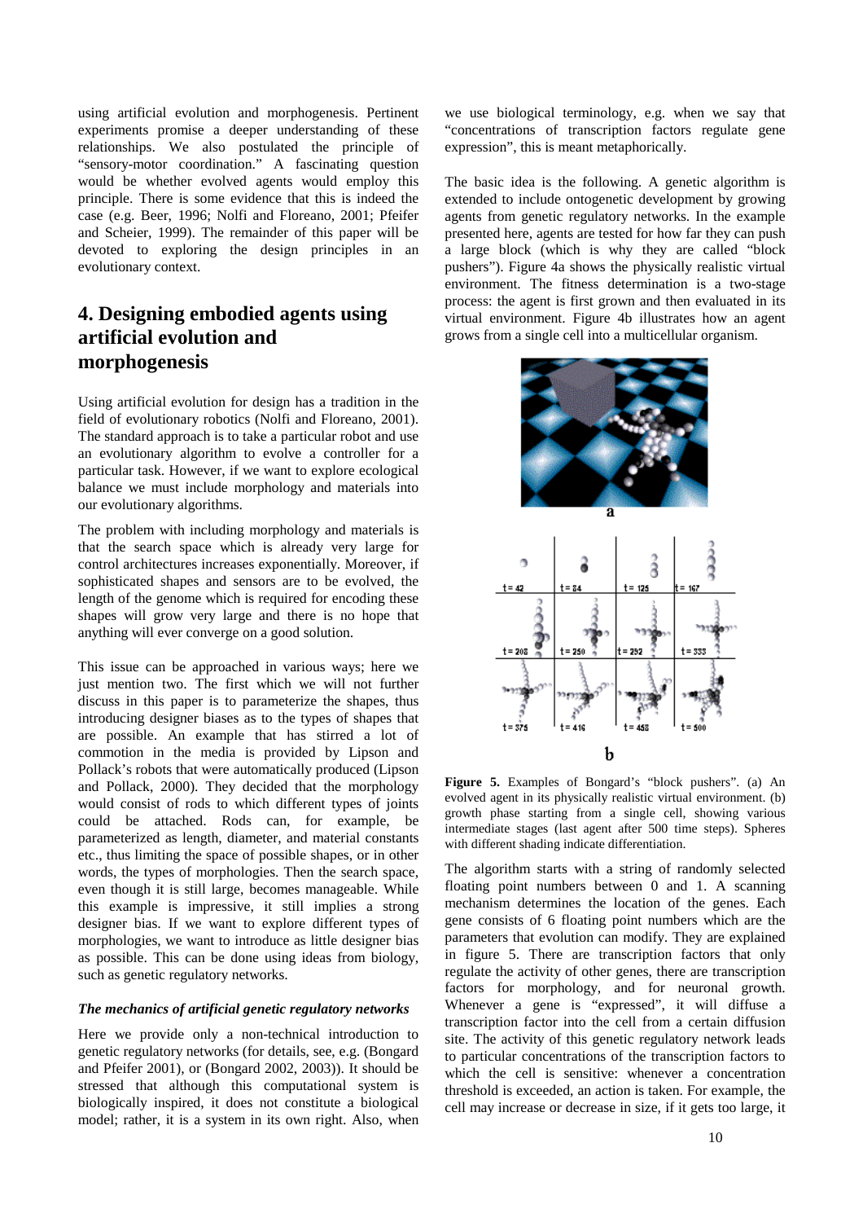using artificial evolution and morphogenesis. Pertinent experiments promise a deeper understanding of these relationships. We also postulated the principle of "sensory-motor coordination." A fascinating question would be whether evolved agents would employ this principle. There is some evidence that this is indeed the case (e.g. Beer, 1996; Nolfi and Floreano, 2001; Pfeifer and Scheier, 1999). The remainder of this paper will be devoted to exploring the design principles in an evolutionary context.

## 4. Designing embodied agents using artificial evolution and morphogenesis

Using artificial evolution for design has a tradition in the field of evolutionary robotics (Nolfi and Floreano, 2001). The standard approach is to take a particular robot and use an evolutionary algorithm to evolve a controller for a particular task. However, if we want to explore ecological balance we must include morphology and materials into our evolutionary algorithms.

The problem with including morphology and materials is that the search space which is already very large for control architectures increases exponentially. Moreover, if sophisticated shapes and sensors are to be evolved, the length of the genome which is required for encoding these shapes will grow very large and there is no hope that anything will ever converge on a good solution.

This issue can be approached in various ways; here we just mention two. The first which we will not further discuss in this paper is to parameterize the shapes, thus introducing designer biases as to the types of shapes that are possible. An example that has stirred a lot of commotion in the media is provided by Lipson and Pollack's robots that were automatically produced (Lipson and Pollack, 2000). They decided that the morphology would consist of rods to which different types of joints could be attached. Rods can, for example, be parameterized as length, diameter, and material constants etc., thus limiting the space of possible shapes, or in other words, the types of morphologies. Then the search space, even though it is still large, becomes manageable. While this example is impressive, it still implies a strong designer bias. If we want to explore different types of morphologies, we want to introduce as little designer bias as possible. This can be done using ideas from biology, such as genetic regulatory networks.

### *The mechanics of artificial genetic regulatory networks*

Here we provide only a non-technical introduction to genetic regulatory networks (for details, see, e.g. (Bongard and Pfeifer 2001), or (Bongard 2002, 2003)). It should be stressed that although this computational system is biologically inspired, it does not constitute a biological model; rather, it is a system in its own right. Also, when we use biological terminology, e.g. when we say that "concentrations of transcription factors regulate gene expression", this is meant metaphorically.

The basic idea is the following. A genetic algorithm is extended to include ontogenetic development by growing agents from genetic regulatory networks. In the example presented here, agents are tested for how far they can push a large block (which is why they are called "block pushers"). Figure 4a shows the physically realistic virtual environment. The fitness determination is a two-stage process: the agent is first grown and then evaluated in its virtual environment. Figure 4b illustrates how an agent grows from a single cell into a multicellular organism.

**Figure 5.** Examples of Bongard's "block pushers". (a) An evolved agent in its physically realistic virtual environment. (b) growth phase starting from a single cell, showing various intermediate stages (last agent after 500 time steps). Spheres with different shading indicate differentiation.

The algorithm starts with a string of randomly selected floating point numbers between 0 and 1. A scanning mechanism determines the location of the genes. Each gene consists of 6 floating point numbers which are the parameters that evolution can modify. They are explained in figure 5. There are transcription factors that only regulate the activity of other genes, there are transcription factors for morphology, and for neuronal growth. Whenever a gene is "expressed", it will diffuse a transcription factor into the cell from a certain diffusion site. The activity of this genetic regulatory network leads to particular concentrations of the transcription factors to which the cell is sensitive: whenever a concentration threshold is exceeded, an action is taken. For example, the cell may increase or decrease in size, if it gets too large, it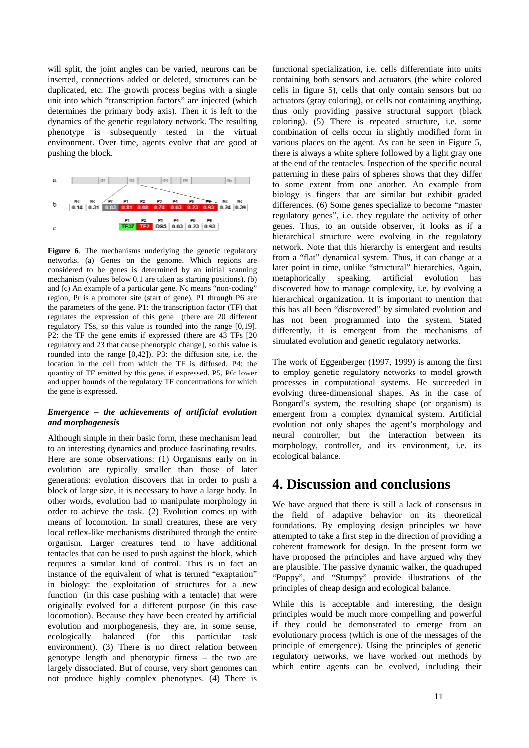will split, the joint angles can be varied, neurons can be inserted, connections added or deleted, structures can be duplicated, etc. The growth process begins with a single unit into which "transcription factors" are injected (which determines the primary body axis). Then it is left to the dynamics of the genetic regulatory network. The resulting phenotype is subsequently tested in the virtual environment. Over time, agents evolve that are good at pushing the block.

**Figure 6**. The mechanisms underlying the genetic regulatory networks. (a) Genes on the genome. Which regions are considered to be genes is determined by an initial scanning mechanism (values below 0.1 are taken as starting positions). (b) and (c) An example of a particular gene. Nc means "non-coding" region, Pr is a promoter site (start of gene), P1 through P6 are the parameters of the gene. P1: the transcription factor (TF) that regulates the expression of this gene (there are 20 different regulatory TSs, so this value is rounded into the range [0,19]. P2: the TF the gene emits if expressed (there are 43 TFs [20 regulatory and 23 that cause phenotypic change], so this value is rounded into the range [0,42]). P3: the diffusion site, i.e. the location in the cell from which the TF is diffused. P4: the quantity of TF emitted by this gene, if expressed. P5, P6: lower and upper bounds of the regulatory TF concentrations for which the gene is expressed.

***Emergence – the achievements of artificial evolution and morphogenesis***

Although simple in their basic form, these mechanism lead to an interesting dynamics and produce fascinating results. Here are some observations: (1) Organisms early on in evolution are typically smaller than those of later generations: evolution discovers that in order to push a block of large size, it is necessary to have a large body. In other words, evolution had to manipulate morphology in order to achieve the task. (2) Evolution comes up with means of locomotion. In small creatures, these are very local reflex-like mechanisms distributed through the entire organism. Larger creatures tend to have additional tentacles that can be used to push against the block, which requires a similar kind of control. This is in fact an instance of the equivalent of what is termed "exaptation" in biology: the exploitation of structures for a new function (in this case pushing with a tentacle) that were originally evolved for a different purpose (in this case locomotion). Because they have been created by artificial evolution and morphogenesis, they are, in some sense, ecologically balanced (for this particular task environment). (3) There is no direct relation between genotype length and phenotypic fitness – the two are largely dissociated. But of course, very short genomes can not produce highly complex phenotypes. (4) There is functional specialization, i.e. cells differentiate into units containing both sensors and actuators (the white colored cells in figure 5), cells that only contain sensors but no actuators (gray coloring), or cells not containing anything, thus only providing passive structural support (black coloring). (5) There is repeated structure, i.e. some combination of cells occur in slightly modified form in various places on the agent. As can be seen in Figure 5, there is always a white sphere followed by a light gray one at the end of the tentacles. Inspection of the specific neural patterning in these pairs of spheres shows that they differ to some extent from one another. An example from biology is fingers that are similar but exhibit graded differences. (6) Some genes specialize to become "master regulatory genes", i.e. they regulate the activity of other genes. Thus, to an outside observer, it looks as if a hierarchical structure were evolving in the regulatory network. Note that this hierarchy is emergent and results from a "flat" dynamical system. Thus, it can change at a later point in time, unlike "structural" hierarchies. Again, metaphorically speaking, artificial evolution has discovered how to manage complexity, i.e. by evolving a hierarchical organization. It is important to mention that this has all been "discovered" by simulated evolution and has not been programmed into the system. Stated differently, it is emergent from the mechanisms of simulated evolution and genetic regulatory networks.

The work of Eggenberger (1997, 1999) is among the first to employ genetic regulatory networks to model growth processes in computational systems. He succeeded in evolving three-dimensional shapes. As in the case of Bongard's system, the resulting shape (or organism) is emergent from a complex dynamical system. Artificial evolution not only shapes the agent's morphology and neural controller, but the interaction between its morphology, controller, and its environment, i.e. its ecological balance.

# 4. Discussion and conclusions

We have argued that there is still a lack of consensus in the field of adaptive behavior on its theoretical foundations. By employing design principles we have attempted to take a first step in the direction of providing a coherent framework for design. In the present form we have proposed the principles and have argued why they are plausible. The passive dynamic walker, the quadruped "Puppy", and "Stumpy" provide illustrations of the principles of cheap design and ecological balance.

While this is acceptable and interesting, the design principles would be much more compelling and powerful if they could be demonstrated to emerge from an evolutionary process (which is one of the messages of the principle of emergence). Using the principles of genetic regulatory networks, we have worked out methods by which entire agents can be evolved, including their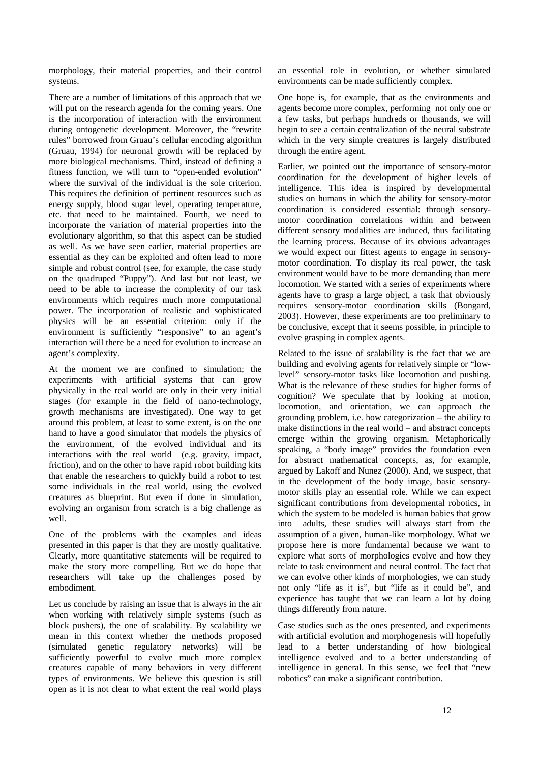morphology, their material properties, and their control systems.

There are a number of limitations of this approach that we will put on the research agenda for the coming years. One is the incorporation of interaction with the environment during ontogenetic development. Moreover, the "rewrite rules" borrowed from Gruau's cellular encoding algorithm (Gruau, 1994) for neuronal growth will be replaced by more biological mechanisms. Third, instead of defining a fitness function, we will turn to "open-ended evolution" where the survival of the individual is the sole criterion. This requires the definition of pertinent resources such as energy supply, blood sugar level, operating temperature, etc. that need to be maintained. Fourth, we need to incorporate the variation of material properties into the evolutionary algorithm, so that this aspect can be studied as well. As we have seen earlier, material properties are essential as they can be exploited and often lead to more simple and robust control (see, for example, the case study on the quadruped "Puppy"). And last but not least, we need to be able to increase the complexity of our task environments which requires much more computational power. The incorporation of realistic and sophisticated physics will be an essential criterion: only if the environment is sufficiently "responsive" to an agent's interaction will there be a need for evolution to increase an agent's complexity.

At the moment we are confined to simulation; the experiments with artificial systems that can grow physically in the real world are only in their very initial stages (for example in the field of nano-technology, growth mechanisms are investigated). One way to get around this problem, at least to some extent, is on the one hand to have a good simulator that models the physics of the environment, of the evolved individual and its interactions with the real world (e.g. gravity, impact, friction), and on the other to have rapid robot building kits that enable the researchers to quickly build a robot to test some individuals in the real world, using the evolved creatures as blueprint. But even if done in simulation, evolving an organism from scratch is a big challenge as well.

One of the problems with the examples and ideas presented in this paper is that they are mostly qualitative. Clearly, more quantitative statements will be required to make the story more compelling. But we do hope that researchers will take up the challenges posed by embodiment.

Let us conclude by raising an issue that is always in the air when working with relatively simple systems (such as block pushers), the one of scalability. By scalability we mean in this context whether the methods proposed (simulated genetic regulatory networks) will be sufficiently powerful to evolve much more complex creatures capable of many behaviors in very different types of environments. We believe this question is still open as it is not clear to what extent the real world plays an essential role in evolution, or whether simulated environments can be made sufficiently complex.

One hope is, for example, that as the environments and agents become more complex, performing not only one or a few tasks, but perhaps hundreds or thousands, we will begin to see a certain centralization of the neural substrate which in the very simple creatures is largely distributed through the entire agent.

Earlier, we pointed out the importance of sensory-motor coordination for the development of higher levels of intelligence. This idea is inspired by developmental studies on humans in which the ability for sensory-motor coordination is considered essential: through sensory-motor coordination correlations within and between different sensory modalities are induced, thus facilitating the learning process. Because of its obvious advantages we would expect our fittest agents to engage in sensory-motor coordination. To display its real power, the task environment would have to be more demanding than mere locomotion. We started with a series of experiments where agents have to grasp a large object, a task that obviously requires sensory-motor coordination skills (Bongard, 2003). However, these experiments are too preliminary to be conclusive, except that it seems possible, in principle to evolve grasping in complex agents.

Related to the issue of scalability is the fact that we are building and evolving agents for relatively simple or "low-level" sensory-motor tasks like locomotion and pushing. What is the relevance of these studies for higher forms of cognition? We speculate that by looking at motion, locomotion, and orientation, we can approach the grounding problem, i.e. how categorization – the ability to make distinctions in the real world – and abstract concepts emerge within the growing organism. Metaphorically speaking, a "body image" provides the foundation even for abstract mathematical concepts, as, for example, argued by Lakoff and Nunez (2000). And, we suspect, that in the development of the body image, basic sensory-motor skills play an essential role. While we can expect significant contributions from developmental robotics, in which the system to be modeled is human babies that grow into adults, these studies will always start from the assumption of a given, human-like morphology. What we propose here is more fundamental because we want to explore what sorts of morphologies evolve and how they relate to task environment and neural control. The fact that we can evolve other kinds of morphologies, we can study not only "life as it is", but "life as it could be", and experience has taught that we can learn a lot by doing things differently from nature.

Case studies such as the ones presented, and experiments with artificial evolution and morphogenesis will hopefully lead to a better understanding of how biological intelligence evolved and to a better understanding of intelligence in general. In this sense, we feel that "new robotics" can make a significant contribution.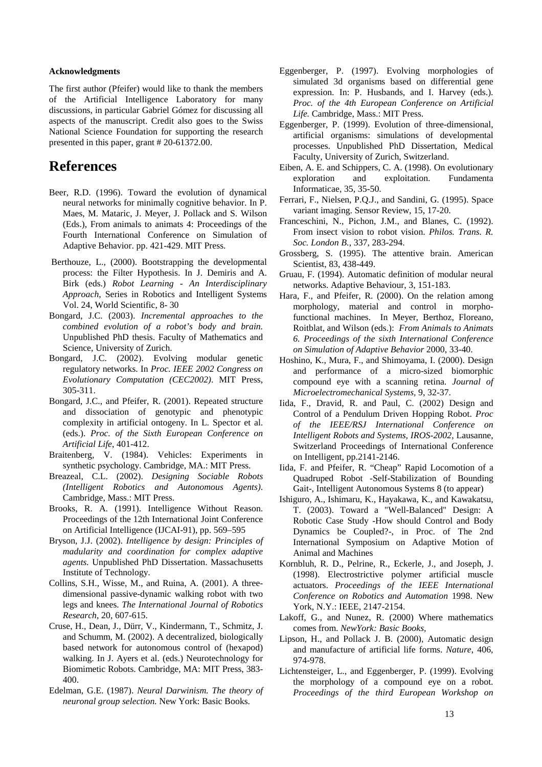**Acknowledgments**

The first author (Pfeifer) would like to thank the members of the Artificial Intelligence Laboratory for many discussions, in particular Gabriel Gómez for discussing all aspects of the manuscript. Credit also goes to the Swiss National Science Foundation for supporting the research presented in this paper, grant # 20-61372.00.

# References

Beer, R.D. (1996). Toward the evolution of dynamical neural networks for minimally cognitive behavior. In P. Maes, M. Mataric, J. Meyer, J. Pollack and S. Wilson (Eds.), From animals to animats 4: Proceedings of the Fourth International Conference on Simulation of Adaptive Behavior. pp. 421-429. MIT Press.

Berthouze, L., (2000). Bootstrapping the developmental process: the Filter Hypothesis. In J. Demiris and A. Birk (eds.) *Robot Learning - An Interdisciplinary Approach*, Series in Robotics and Intelligent Systems Vol. 24, World Scientific, 8- 30

Bongard, J.C. (2003). *Incremental approaches to the combined evolution of a robot's body and brain.* Unpublished PhD thesis. Faculty of Mathematics and Science, University of Zurich.

Bongard, J.C. (2002). Evolving modular genetic regulatory networks. In *Proc. IEEE 2002 Congress on Evolutionary Computation (CEC2002)*. MIT Press, 305-311.

Bongard, J.C., and Pfeifer, R. (2001). Repeated structure and dissociation of genotypic and phenotypic complexity in artificial ontogeny. In L. Spector et al. (eds.). *Proc. of the Sixth European Conference on Artificial Life*, 401-412.

Braitenberg, V. (1984). Vehicles: Experiments in synthetic psychology. Cambridge, MA.: MIT Press.

Breazeal, C.L. (2002). *Designing Sociable Robots (Intelligent Robotics and Autonomous Agents)*. Cambridge, Mass.: MIT Press.

Brooks, R. A. (1991). Intelligence Without Reason. Proceedings of the 12th International Joint Conference on Artificial Intelligence (IJCAI-91), pp. 569–595

Bryson, J.J. (2002). *Intelligence by design: Principles of madularity and coordination for complex adaptive agents.* Unpublished PhD Dissertation. Massachusetts Institute of Technology.

Collins, S.H., Wisse, M., and Ruina, A. (2001). A three-dimensional passive-dynamic walking robot with two legs and knees. *The International Journal of Robotics Research*, 20, 607-615.

Cruse, H., Dean, J., Dürr, V., Kindermann, T., Schmitz, J. and Schumm, M. (2002). A decentralized, biologically based network for autonomous control of (hexapod) walking. In J. Ayers et al. (eds.) Neurotechnology for Biomimetic Robots. Cambridge, MA: MIT Press, 383-400.

Edelman, G.E. (1987). *Neural Darwinism. The theory of neuronal group selection.* New York: Basic Books.

Eggenberger, P. (1997). Evolving morphologies of simulated 3d organisms based on differential gene expression. In: P. Husbands, and I. Harvey (eds.). *Proc. of the 4th European Conference on Artificial Life.* Cambridge, Mass.: MIT Press.

Eggenberger, P. (1999). Evolution of three-dimensional, artificial organisms: simulations of developmental processes. Unpublished PhD Dissertation, Medical Faculty, University of Zurich, Switzerland.

Eiben, A. E. and Schippers, C. A. (1998). On evolutionary exploration and exploitation. Fundamenta Informaticae, 35, 35-50.

Ferrari, F., Nielsen, P.Q.J., and Sandini, G. (1995). Space variant imaging. Sensor Review, 15, 17-20.

Franceschini, N., Pichon, J.M., and Blanes, C. (1992). From insect vision to robot vision. *Philos. Trans. R. Soc. London B.*, 337, 283-294.

Grossberg, S. (1995). The attentive brain. American Scientist, 83, 438-449.

Gruau, F. (1994). Automatic definition of modular neural networks. Adaptive Behaviour, 3, 151-183.

Hara, F., and Pfeifer, R. (2000). On the relation among morphology, material and control in morpho-functional machines. In Meyer, Berthoz, Floreano, Roitblat, and Wilson (eds.): *From Animals to Animats 6. Proceedings of the sixth International Conference on Simulation of Adaptive Behavior* 2000, 33-40.

Hoshino, K., Mura, F., and Shimoyama, I. (2000). Design and performance of a micro-sized biomorphic compound eye with a scanning retina. *Journal of Microelectromechanical Systems*, 9, 32-37.

Iida, F., Dravid, R. and Paul, C. (2002) Design and Control of a Pendulum Driven Hopping Robot. *Proc of the IEEE/RSJ International Conference on Intelligent Robots and Systems, IROS-2002*, Lausanne, Switzerland Proceedings of International Conference on Intelligent, pp.2141-2146.

Iida, F. and Pfeifer, R. "Cheap" Rapid Locomotion of a Quadruped Robot -Self-Stabilization of Bounding Gait-, Intelligent Autonomous Systems 8 (to appear)

Ishiguro, A., Ishimaru, K., Hayakawa, K., and Kawakatsu, T. (2003). Toward a "Well-Balanced" Design: A Robotic Case Study -How should Control and Body Dynamics be Coupled?-, in Proc. of The 2nd International Symposium on Adaptive Motion of Animal and Machines

Kornbluh, R. D., Pelrine, R., Eckerle, J., and Joseph, J. (1998). Electrostrictive polymer artificial muscle actuators. *Proceedings of the IEEE International Conference on Robotics and Automation* 1998. New York, N.Y.: IEEE, 2147-2154.

Lakoff, G., and Nunez, R. (2000) Where mathematics comes from. *NewYork: Basic Books,*

Lipson, H., and Pollack J. B. (2000), Automatic design and manufacture of artificial life forms. *Nature*, 406, 974-978.

Lichtensteiger, L., and Eggenberger, P. (1999). Evolving the morphology of a compound eye on a robot. *Proceedings of the third European Workshop on*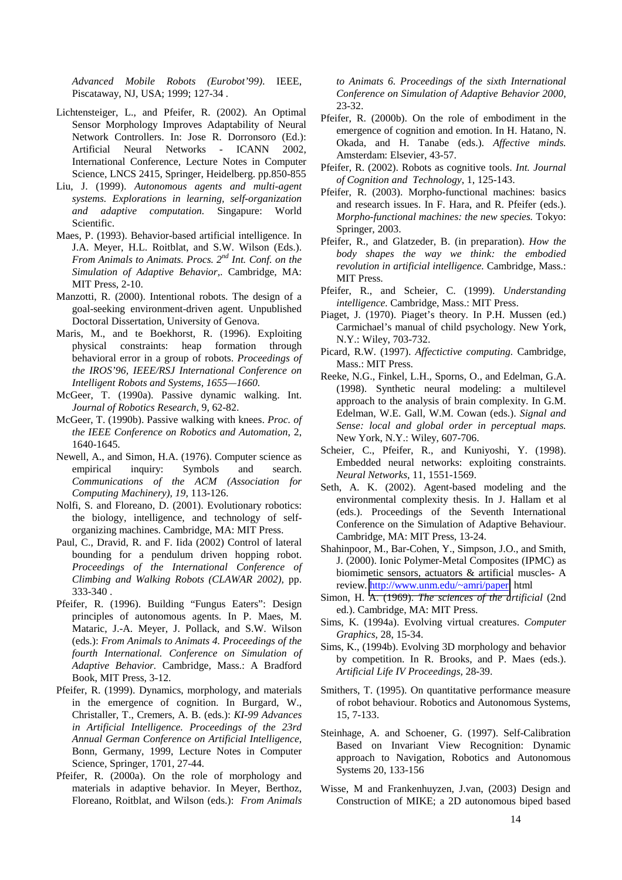*Advanced Mobile Robots (Eurobot'99)*. IEEE, Piscataway, NJ, USA; 1999; 127-34 .

Lichtensteiger, L., and Pfeifer, R. (2002). An Optimal Sensor Morphology Improves Adaptability of Neural Network Controllers. In: Jose R. Dorronsoro (Ed.): Artificial Neural Networks - ICANN 2002, International Conference, Lecture Notes in Computer Science, LNCS 2415, Springer, Heidelberg. pp.850-855

Liu, J. (1999). *Autonomous agents and multi-agent systems. Explorations in learning, self-organization and adaptive computation.* Singapure: World Scientific.

Maes, P. (1993). Behavior-based artificial intelligence. In J.A. Meyer, H.L. Roitblat, and S.W. Wilson (Eds.). *From Animals to Animats. Procs. 2nd Int. Conf. on the Simulation of Adaptive Behavior,*. Cambridge, MA: MIT Press, 2-10.

Manzotti, R. (2000). Intentional robots. The design of a goal-seeking environment-driven agent. Unpublished Doctoral Dissertation, University of Genova.

Maris, M., and te Boekhorst, R. (1996). Exploiting physical constraints: heap formation through behavioral error in a group of robots. *Proceedings of the IROS'96, IEEE/RSJ International Conference on Intelligent Robots and Systems, 1655—1660.*

McGeer, T. (1990a). Passive dynamic walking. Int. *Journal of Robotics Research*, 9, 62-82.

McGeer, T. (1990b). Passive walking with knees. *Proc. of the IEEE Conference on Robotics and Automation*, 2, 1640-1645.

Newell, A., and Simon, H.A. (1976). Computer science as empirical inquiry: Symbols and search. *Communications of the ACM (Association for Computing Machinery), 19,* 113-126.

Nolfi, S. and Floreano, D. (2001). Evolutionary robotics: the biology, intelligence, and technology of self-organizing machines. Cambridge, MA: MIT Press.

Paul, C., Dravid, R. and F. Iida (2002) Control of lateral bounding for a pendulum driven hopping robot. *Proceedings of the International Conference of Climbing and Walking Robots (CLAWAR 2002),* pp. 333-340 .

Pfeifer, R. (1996). Building "Fungus Eaters": Design principles of autonomous agents. In P. Maes, M. Mataric, J.-A. Meyer, J. Pollack, and S.W. Wilson (eds.): *From Animals to Animats 4. Proceedings of the fourth International. Conference on Simulation of Adaptive Behavior.* Cambridge, Mass.: A Bradford Book, MIT Press, 3-12.

Pfeifer, R. (1999). Dynamics, morphology, and materials in the emergence of cognition. In Burgard, W., Christaller, T., Cremers, A. B. (eds.): *KI-99 Advances in Artificial Intelligence. Proceedings of the 23rd Annual German Conference on Artificial Intelligence,* Bonn, Germany, 1999, Lecture Notes in Computer Science, Springer, 1701, 27-44.

Pfeifer, R. (2000a). On the role of morphology and materials in adaptive behavior. In Meyer, Berthoz, Floreano, Roitblat, and Wilson (eds.): *From Animals to Animats 6. Proceedings of the sixth International Conference on Simulation of Adaptive Behavior 2000*, 23-32.

Pfeifer, R. (2000b). On the role of embodiment in the emergence of cognition and emotion. In H. Hatano, N. Okada, and H. Tanabe (eds.). *Affective minds.* Amsterdam: Elsevier, 43-57.

Pfeifer, R. (2002). Robots as cognitive tools. *Int. Journal of Cognition and Technology*, 1, 125-143.

Pfeifer, R. (2003). Morpho-functional machines: basics and research issues. In F. Hara, and R. Pfeifer (eds.). *Morpho-functional machines: the new species.* Tokyo: Springer, 2003.

Pfeifer, R., and Glatzeder, B. (in preparation). *How the body shapes the way we think: the embodied revolution in artificial intelligence.* Cambridge, Mass.: MIT Press.

Pfeifer, R., and Scheier, C. (1999). *Understanding intelligence.* Cambridge, Mass.: MIT Press.

Piaget, J. (1970). Piaget's theory. In P.H. Mussen (ed.) Carmichael's manual of child psychology. New York, N.Y.: Wiley, 703-732.

Picard, R.W. (1997). *Affectictive computing.* Cambridge, Mass.: MIT Press.

Reeke, N.G., Finkel, L.H., Sporns, O., and Edelman, G.A. (1998). Synthetic neural modeling: a multilevel approach to the analysis of brain complexity. In G.M. Edelman, W.E. Gall, W.M. Cowan (eds.). *Signal and Sense: local and global order in perceptual maps.* New York, N.Y.: Wiley, 607-706.

Scheier, C., Pfeifer, R., and Kuniyoshi, Y. (1998). Embedded neural networks: exploiting constraints. *Neural Networks*, 11, 1551-1569.

Seth, A. K. (2002). Agent-based modeling and the environmental complexity thesis. In J. Hallam et al (eds.). Proceedings of the Seventh International Conference on the Simulation of Adaptive Behaviour. Cambridge, MA: MIT Press, 13-24.

Shahinpoor, M., Bar-Cohen, Y., Simpson, J.O., and Smith, J. (2000). Ionic Polymer-Metal Composites (IPMC) as biomimetic sensors, actuators & artificial muscles- A review. http://www.unm.edu/~amri/paper. html

Simon, H. A. (1969). *The sciences of the artificial* (2nd ed.). Cambridge, MA: MIT Press.

Sims, K. (1994a). Evolving virtual creatures. *Computer Graphics,* 28, 15-34.

Sims, K., (1994b). Evolving 3D morphology and behavior by competition. In R. Brooks, and P. Maes (eds.). *Artificial Life IV Proceedings,* 28-39.

Smithers, T. (1995). On quantitative performance measure of robot behaviour. Robotics and Autonomous Systems, 15, 7-133.

Steinhage, A. and Schoener, G. (1997). Self-Calibration Based on Invariant View Recognition: Dynamic approach to Navigation, Robotics and Autonomous Systems 20, 133-156

Wisse, M and Frankenhuyzen, J.van, (2003) Design and Construction of MIKE; a 2D autonomous biped based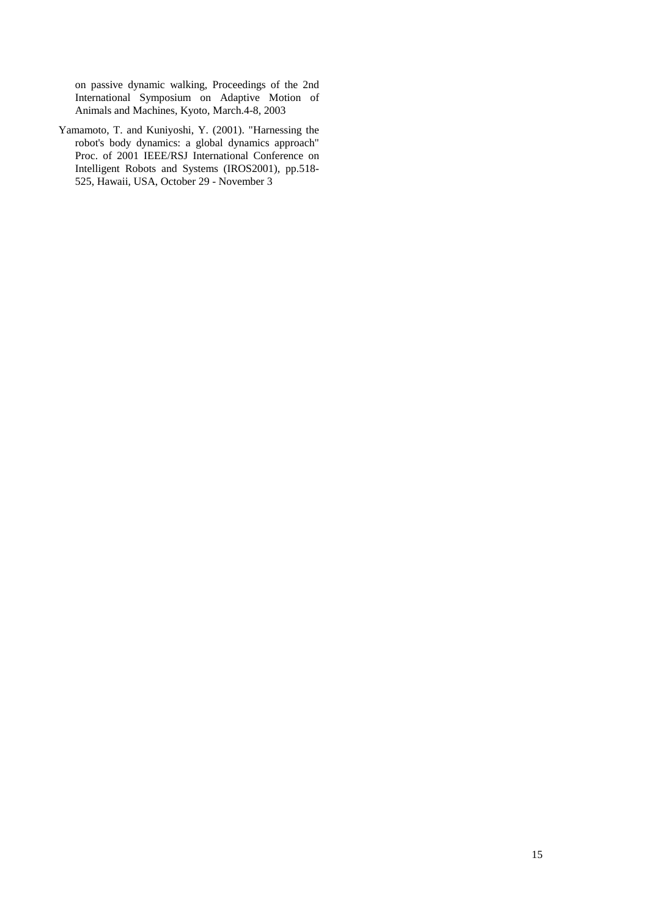on passive dynamic walking, Proceedings of the 2nd International Symposium on Adaptive Motion of Animals and Machines, Kyoto, March.4-8, 2003

Yamamoto, T. and Kuniyoshi, Y. (2001). "Harnessing the robot's body dynamics: a global dynamics approach" Proc. of 2001 IEEE/RSJ International Conference on Intelligent Robots and Systems (IROS2001), pp.518-525, Hawaii, USA, October 29 - November 3